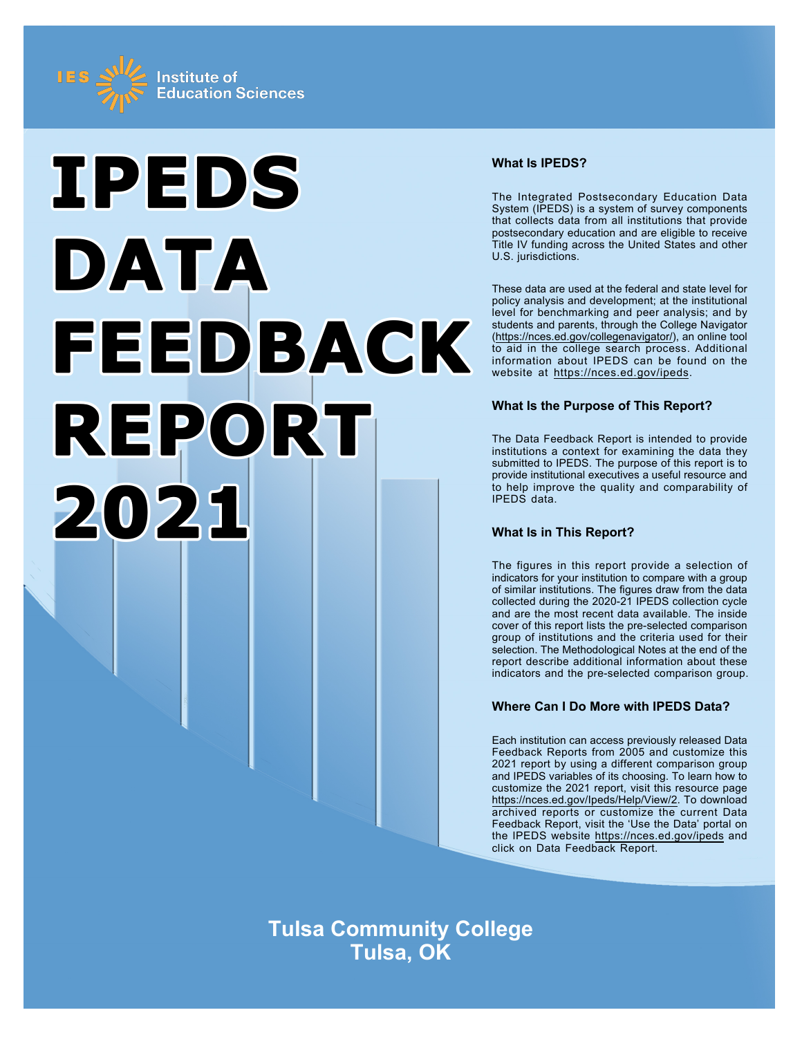IES Institute of Education Sciences

# IPEDS DATA FEEDBACK REPORT 2021

### What Is IPEDS?

The Integrated Postsecondary Education Data System (IPEDS) is a system of survey components that collects data from all institutions that provide postsecondary education and are eligible to receive Title IV funding across the United States and other U.S. jurisdictions.

These data are used at the federal and state level for policy analysis and development; at the institutional level for benchmarking and peer analysis; and by students and parents, through the College Navigator (https://nces.ed.gov/collegenavigator/), an online tool to aid in the college search process. Additional information about IPEDS can be found on the website at https://nces.ed.gov/ipeds.

### What Is the Purpose of This Report?

The Data Feedback Report is intended to provide institutions a context for examining the data they submitted to IPEDS. The purpose of this report is to provide institutional executives a useful resource and to help improve the quality and comparability of IPEDS data.

### What Is in This Report?

The figures in this report provide a selection of indicators for your institution to compare with a group of similar institutions. The figures draw from the data collected during the 2020-21 IPEDS collection cycle and are the most recent data available. The inside cover of this report lists the pre-selected comparison group of institutions and the criteria used for their selection. The Methodological Notes at the end of the report describe additional information about these indicators and the pre-selected comparison group.

### Where Can I Do More with IPEDS Data?

Each institution can access previously released Data Feedback Reports from 2005 and customize this 2021 report by using a different comparison group and IPEDS variables of its choosing. To learn how to customize the 2021 report, visit this resource page https://nces.ed.gov/Ipeds/Help/View/2. To download archived reports or customize the current Data Feedback Report, visit the 'Use the Data' portal on the IPEDS website https://nces.ed.gov/ipeds and click on Data Feedback Report.

**Tulsa Community College**
**Tulsa, OK**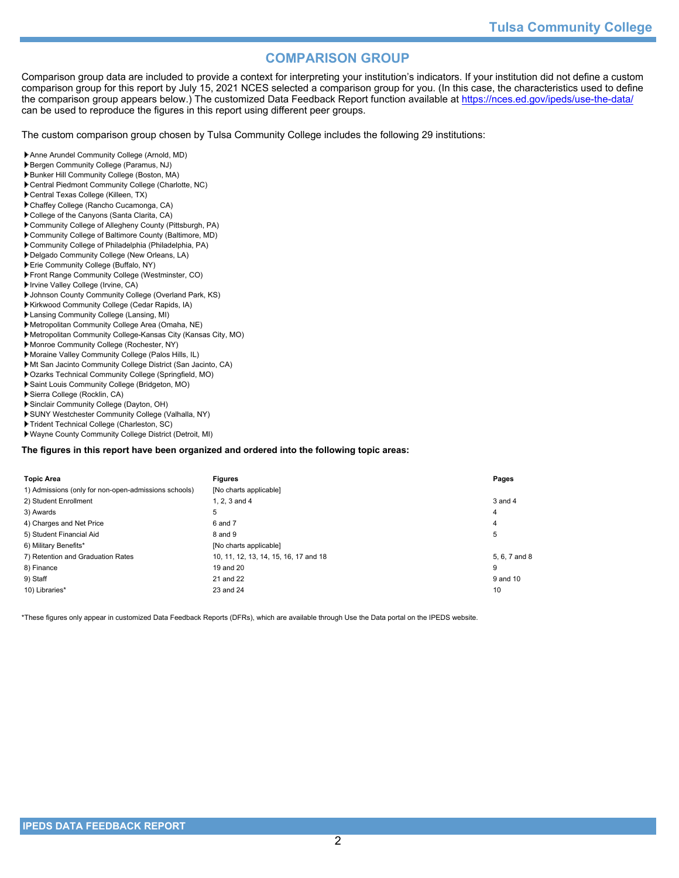# COMPARISON GROUP

Comparison group data are included to provide a context for interpreting your institution's indicators. If your institution did not define a custom comparison group for this report by July 15, 2021 NCES selected a comparison group for you. (In this case, the characteristics used to define the comparison group appears below.) The customized Data Feedback Report function available at https://nces.ed.gov/ipeds/use-the-data/ can be used to reproduce the figures in this report using different peer groups.

The custom comparison group chosen by Tulsa Community College includes the following 29 institutions:

- Anne Arundel Community College (Arnold, MD)
- Bergen Community College (Paramus, NJ)
- Bunker Hill Community College (Boston, MA)
- Central Piedmont Community College (Charlotte, NC)
- Central Texas College (Killeen, TX)
- Chaffey College (Rancho Cucamonga, CA)
- College of the Canyons (Santa Clarita, CA)
- Community College of Allegheny County (Pittsburgh, PA)
- Community College of Baltimore County (Baltimore, MD)
- Community College of Philadelphia (Philadelphia, PA)
- Delgado Community College (New Orleans, LA)
- Erie Community College (Buffalo, NY)
- Front Range Community College (Westminster, CO)
- Irvine Valley College (Irvine, CA)
- Johnson County Community College (Overland Park, KS)
- Kirkwood Community College (Cedar Rapids, IA)
- Lansing Community College (Lansing, MI)
- Metropolitan Community College Area (Omaha, NE)
- Metropolitan Community College-Kansas City (Kansas City, MO)
- Monroe Community College (Rochester, NY)
- Moraine Valley Community College (Palos Hills, IL)
- Mt San Jacinto Community College District (San Jacinto, CA)
- Ozarks Technical Community College (Springfield, MO)
- Saint Louis Community College (Bridgeton, MO)
- Sierra College (Rocklin, CA)
- Sinclair Community College (Dayton, OH)
- SUNY Westchester Community College (Valhalla, NY)
- Trident Technical College (Charleston, SC)
- Wayne County Community College District (Detroit, MI)

**The figures in this report have been organized and ordered into the following topic areas:**

| Topic Area | Figures | Pages |
|---|---|---|
| 1) Admissions (only for non-open-admissions schools) | [No charts applicable] | |
| 2) Student Enrollment | 1, 2, 3 and 4 | 3 and 4 |
| 3) Awards | 5 | 4 |
| 4) Charges and Net Price | 6 and 7 | 4 |
| 5) Student Financial Aid | 8 and 9 | 5 |
| 6) Military Benefits* | [No charts applicable] | |
| 7) Retention and Graduation Rates | 10, 11, 12, 13, 14, 15, 16, 17 and 18 | 5, 6, 7 and 8 |
| 8) Finance | 19 and 20 | 9 |
| 9) Staff | 21 and 22 | 9 and 10 |
| 10) Libraries* | 23 and 24 | 10 |

*These figures only appear in customized Data Feedback Reports (DFRs), which are available through Use the Data portal on the IPEDS website.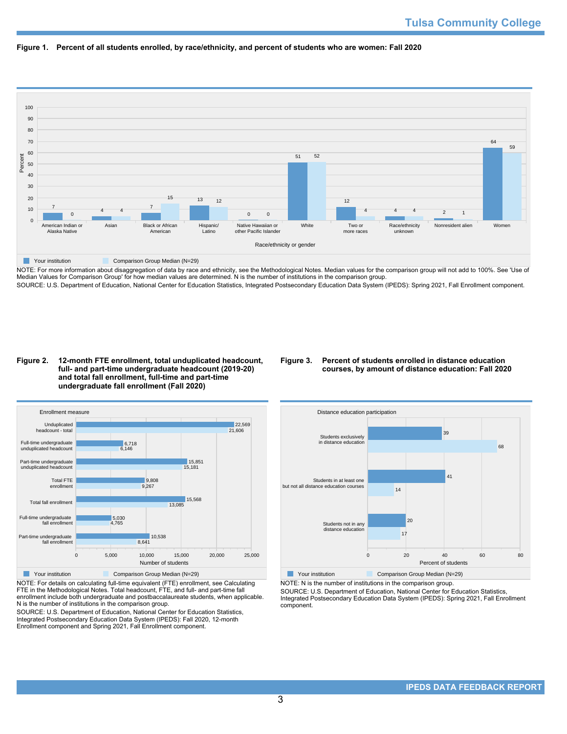## Figure 1. Percent of all students enrolled, by race/ethnicity, and percent of students who are women: Fall 2020

| Race/ethnicity or gender | Your institution | Comparison Group Median (N=29) |
|---|---|---|
| American Indian or Alaska Native | 7 | 0 |
| Asian | 4 | 4 |
| Black or African American | 7 | 15 |
| Hispanic/Latino | 13 | 12 |
| Native Hawaiian or other Pacific Islander | 0 | 0 |
| White | 51 | 52 |
| Two or more races | 12 | 4 |
| Race/ethnicity unknown | 4 | 4 |
| Nonresident alien | 2 | 1 |
| Women | 64 | 59 |

NOTE: For more information about disaggregation of data by race and ethnicity, see the Methodological Notes. Median values for the comparison group will not add to 100%. See 'Use of Median Values for Comparison Group' for how median values are determined. N is the number of institutions in the comparison group.
SOURCE: U.S. Department of Education, National Center for Education Statistics, Integrated Postsecondary Education Data System (IPEDS): Spring 2021, Fall Enrollment component.

## Figure 2. 12-month FTE enrollment, total unduplicated headcount, full- and part-time undergraduate headcount (2019-20) and total fall enrollment, full-time and part-time undergraduate fall enrollment (Fall 2020)

| Enrollment measure | Your institution | Comparison Group Median (N=29) |
|---|---|---|
| Unduplicated headcount - total | 22,569 | 21,606 |
| Full-time undergraduate unduplicated headcount | 6,718 | 6,146 |
| Part-time undergraduate unduplicated headcount | 15,851 | 15,181 |
| Total FTE enrollment | 9,808 | 9,267 |
| Total fall enrollment | 15,568 | 13,085 |
| Full-time undergraduate fall enrollment | 5,030 | 4,765 |
| Part-time undergraduate fall enrollment | 10,538 | 8,641 |

NOTE: For details on calculating full-time equivalent (FTE) enrollment, see Calculating FTE in the Methodological Notes. Total headcount, FTE, and full- and part-time fall enrollment include both undergraduate and postbaccalaureate students, when applicable. N is the number of institutions in the comparison group.
SOURCE: U.S. Department of Education, National Center for Education Statistics, Integrated Postsecondary Education Data System (IPEDS): Fall 2020, 12-month Enrollment component and Spring 2021, Fall Enrollment component.

## Figure 3. Percent of students enrolled in distance education courses, by amount of distance education: Fall 2020

| Distance education participation | Your institution | Comparison Group Median (N=29) |
|---|---|---|
| Students exclusively in distance education | 39 | 68 |
| Students in at least one but not all distance education courses | 41 | 14 |
| Students not in any distance education | 20 | 17 |

NOTE: N is the number of institutions in the comparison group.
SOURCE: U.S. Department of Education, National Center for Education Statistics, Integrated Postsecondary Education Data System (IPEDS): Spring 2021, Fall Enrollment component.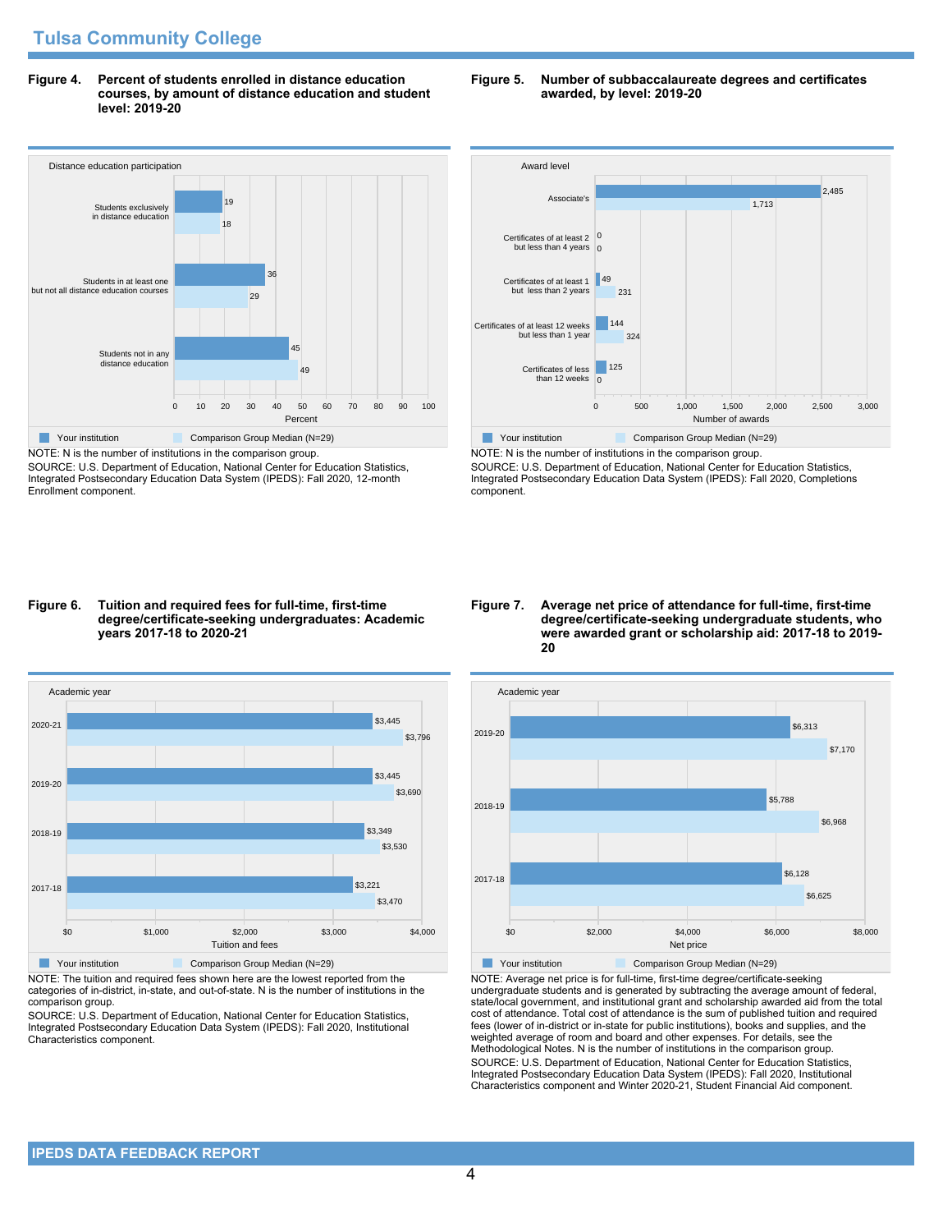## Tulsa Community College

**Figure 4. Percent of students enrolled in distance education courses, by amount of distance education and student level: 2019-20**

| Distance education participation | Your institution | Comparison Group Median (N=29) |
|---|---|---|
| Students exclusively in distance education | 19 | 18 |
| Students in at least one but not all distance education courses | 36 | 29 |
| Students not in any distance education | 45 | 49 |

NOTE: N is the number of institutions in the comparison group.
SOURCE: U.S. Department of Education, National Center for Education Statistics, Integrated Postsecondary Education Data System (IPEDS): Fall 2020, 12-month Enrollment component.

**Figure 5. Number of subbaccalaureate degrees and certificates awarded, by level: 2019-20**

| Award level | Your institution | Comparison Group Median (N=29) |
|---|---|---|
| Associate's | 2,485 | 1,713 |
| Certificates of at least 2 but less than 4 years | 0 | 0 |
| Certificates of at least 1 but less than 2 years | 49 | 231 |
| Certificates of at least 12 weeks but less than 1 year | 144 | 324 |
| Certificates of less than 12 weeks | 125 | 0 |

NOTE: N is the number of institutions in the comparison group.
SOURCE: U.S. Department of Education, National Center for Education Statistics, Integrated Postsecondary Education Data System (IPEDS): Fall 2020, Completions component.

**Figure 6. Tuition and required fees for full-time, first-time degree/certificate-seeking undergraduates: Academic years 2017-18 to 2020-21**

| Academic year | Your institution | Comparison Group Median (N=29) |
|---|---|---|
| 2020-21 | $3,445 | $3,796 |
| 2019-20 | $3,445 | $3,690 |
| 2018-19 | $3,349 | $3,530 |
| 2017-18 | $3,221 | $3,470 |

NOTE: The tuition and required fees shown here are the lowest reported from the categories of in-district, in-state, and out-of-state. N is the number of institutions in the comparison group.
SOURCE: U.S. Department of Education, National Center for Education Statistics, Integrated Postsecondary Education Data System (IPEDS): Fall 2020, Institutional Characteristics component.

**Figure 7. Average net price of attendance for full-time, first-time degree/certificate-seeking undergraduate students, who were awarded grant or scholarship aid: 2017-18 to 2019-20**

| Academic year | Your institution | Comparison Group Median (N=29) |
|---|---|---|
| 2019-20 | $6,313 | $7,170 |
| 2018-19 | $5,788 | $6,968 |
| 2017-18 | $6,128 | $6,625 |

NOTE: Average net price is for full-time, first-time degree/certificate-seeking undergraduate students and is generated by subtracting the average amount of federal, state/local government, and institutional grant and scholarship awarded aid from the total cost of attendance. Total cost of attendance is the sum of published tuition and required fees (lower of in-district or in-state for public institutions), books and supplies, and the weighted average of room and board and other expenses. For details, see the Methodological Notes. N is the number of institutions in the comparison group.
SOURCE: U.S. Department of Education, National Center for Education Statistics, Integrated Postsecondary Education Data System (IPEDS): Fall 2020, Institutional Characteristics component and Winter 2020-21, Student Financial Aid component.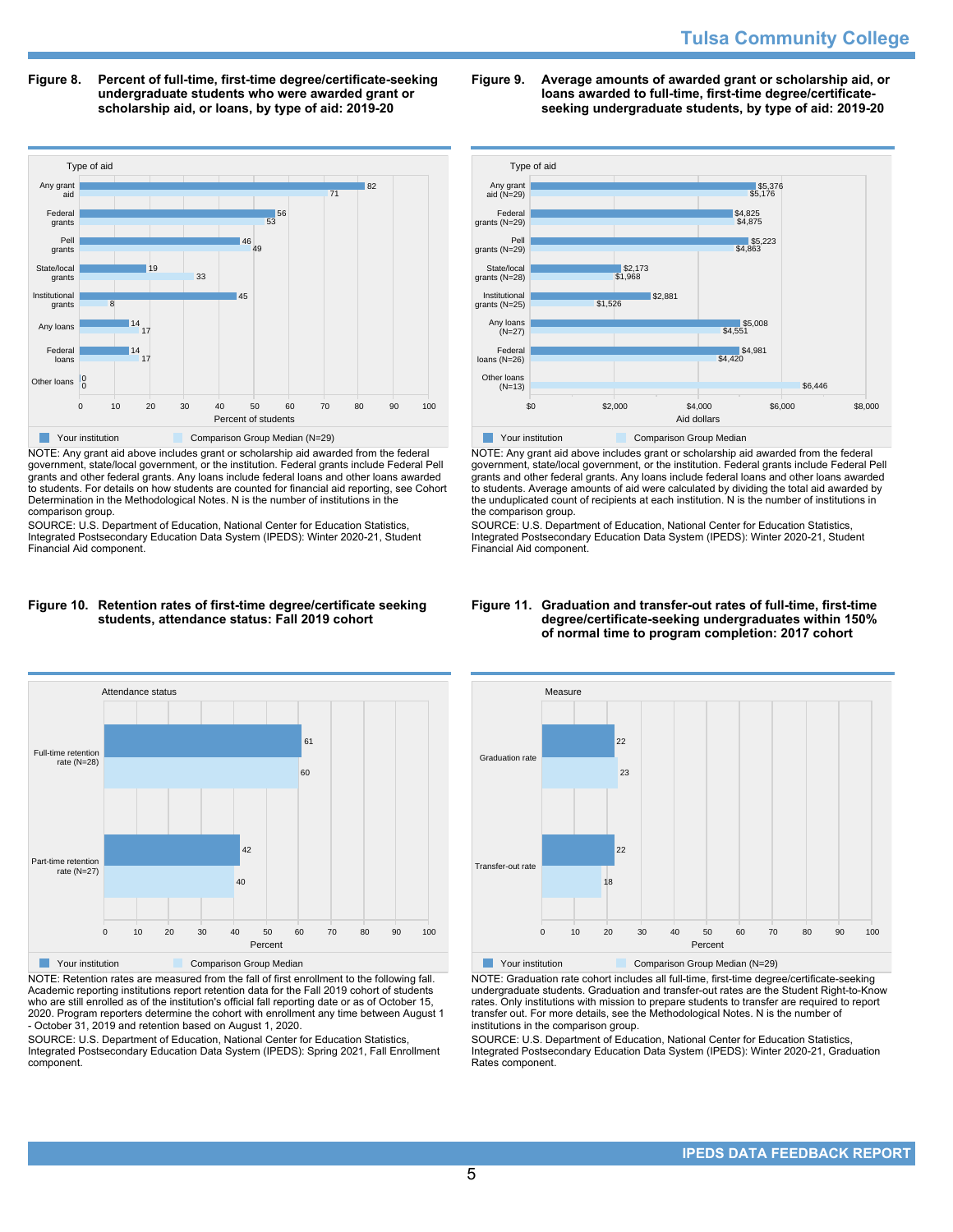**Figure 8. Percent of full-time, first-time degree/certificate-seeking undergraduate students who were awarded grant or scholarship aid, or loans, by type of aid: 2019-20**

| Type of aid | Your institution | Comparison Group Median (N=29) |
|---|---|---|
| Any grant aid | 82 | 71 |
| Federal grants | 56 | 53 |
| Pell grants | 46 | 49 |
| State/local grants | 19 | 33 |
| Institutional grants | 45 | 8 |
| Any loans | 14 | 17 |
| Federal loans | 14 | 17 |
| Other loans | 0 | 0 |

NOTE: Any grant aid above includes grant or scholarship aid awarded from the federal government, state/local government, or the institution. Federal grants include Federal Pell grants and other federal grants. Any loans include federal loans and other loans awarded to students. For details on how students are counted for financial aid reporting, see Cohort Determination in the Methodological Notes. N is the number of institutions in the comparison group.

SOURCE: U.S. Department of Education, National Center for Education Statistics, Integrated Postsecondary Education Data System (IPEDS): Winter 2020-21, Student Financial Aid component.

**Figure 9. Average amounts of awarded grant or scholarship aid, or loans awarded to full-time, first-time degree/certificate-seeking undergraduate students, by type of aid: 2019-20**

| Type of aid | Your institution | Comparison Group Median |
|---|---|---|
| Any grant aid (N=29) | $5,376 | $5,176 |
| Federal grants (N=29) | $4,825 | $4,875 |
| Pell grants (N=29) | $5,223 | $4,863 |
| State/local grants (N=28) | $2,173 | $1,968 |
| Institutional grants (N=25) | $2,881 | $1,526 |
| Any loans (N=27) | $5,008 | $4,551 |
| Federal loans (N=26) | $4,981 | $4,420 |
| Other loans (N=13) | | $6,446 |

NOTE: Any grant aid above includes grant or scholarship aid awarded from the federal government, state/local government, or the institution. Federal grants include Federal Pell grants and other federal grants. Any loans include federal loans and other loans awarded to students. Average amounts of aid were calculated by dividing the total aid awarded by the unduplicated count of recipients at each institution. N is the number of institutions in the comparison group.

SOURCE: U.S. Department of Education, National Center for Education Statistics, Integrated Postsecondary Education Data System (IPEDS): Winter 2020-21, Student Financial Aid component.

**Figure 10. Retention rates of first-time degree/certificate seeking students, attendance status: Fall 2019 cohort**

| Attendance status | Your institution | Comparison Group Median |
|---|---|---|
| Full-time retention rate (N=28) | 61 | 60 |
| Part-time retention rate (N=27) | 42 | 40 |

NOTE: Retention rates are measured from the fall of first enrollment to the following fall. Academic reporting institutions report retention data for the Fall 2019 cohort of students who are still enrolled as of the institution's official fall reporting date or as of October 15, 2020. Program reporters determine the cohort with enrollment any time between August 1 - October 31, 2019 and retention based on August 1, 2020.

SOURCE: U.S. Department of Education, National Center for Education Statistics, Integrated Postsecondary Education Data System (IPEDS): Spring 2021, Fall Enrollment component.

**Figure 11. Graduation and transfer-out rates of full-time, first-time degree/certificate-seeking undergraduates within 150% of normal time to program completion: 2017 cohort**

| Measure | Your institution | Comparison Group Median (N=29) |
|---|---|---|
| Graduation rate | 22 | 23 |
| Transfer-out rate | 22 | 18 |

NOTE: Graduation rate cohort includes all full-time, first-time degree/certificate-seeking undergraduate students. Graduation and transfer-out rates are the Student Right-to-Know rates. Only institutions with mission to prepare students to transfer are required to report transfer out. For more details, see the Methodological Notes. N is the number of institutions in the comparison group.

SOURCE: U.S. Department of Education, National Center for Education Statistics, Integrated Postsecondary Education Data System (IPEDS): Winter 2020-21, Graduation Rates component.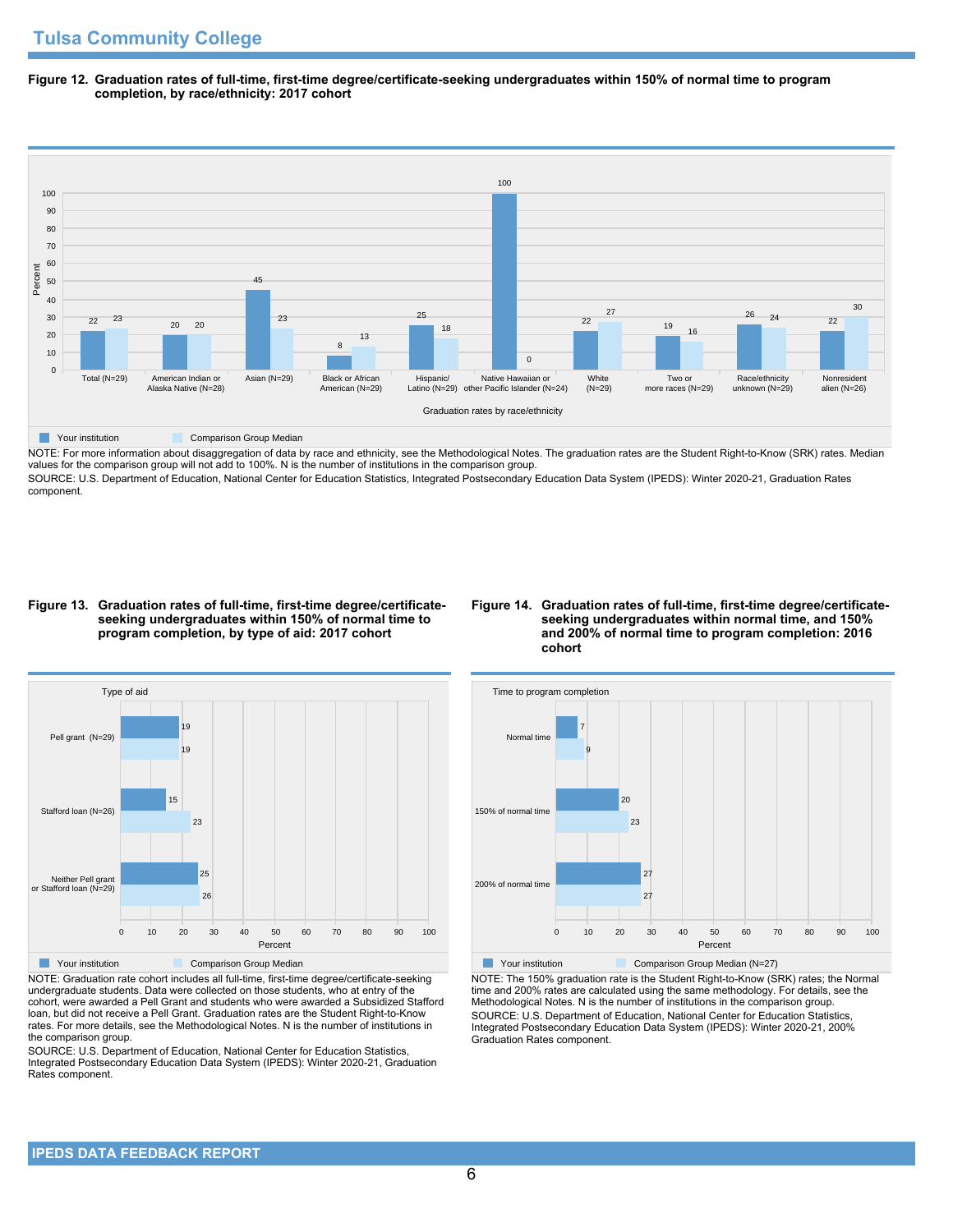## Tulsa Community College

**Figure 12. Graduation rates of full-time, first-time degree/certificate-seeking undergraduates within 150% of normal time to program completion, by race/ethnicity: 2017 cohort**

| Graduation rates by race/ethnicity | Your institution | Comparison Group Median |
|---|---|---|
| Total (N=29) | 22 | 23 |
| American Indian or Alaska Native (N=28) | 20 | 20 |
| Asian (N=29) | 45 | 23 |
| Black or African American (N=29) | 8 | 13 |
| Hispanic/ Latino (N=29) | 25 | 18 |
| Native Hawaiian or other Pacific Islander (N=24) | 100 | 0 |
| White (N=29) | 22 | 27 |
| Two or more races (N=29) | 19 | 16 |
| Race/ethnicity unknown (N=29) | 26 | 24 |
| Nonresident alien (N=26) | 22 | 30 |

NOTE: For more information about disaggregation of data by race and ethnicity, see the Methodological Notes. The graduation rates are the Student Right-to-Know (SRK) rates. Median values for the comparison group will not add to 100%. N is the number of institutions in the comparison group.

SOURCE: U.S. Department of Education, National Center for Education Statistics, Integrated Postsecondary Education Data System (IPEDS): Winter 2020-21, Graduation Rates component.

**Figure 13. Graduation rates of full-time, first-time degree/certificate-seeking undergraduates within 150% of normal time to program completion, by type of aid: 2017 cohort**

| Type of aid | Your institution | Comparison Group Median |
|---|---|---|
| Pell grant (N=29) | 19 | 19 |
| Stafford loan (N=26) | 15 | 23 |
| Neither Pell grant or Stafford loan (N=29) | 25 | 26 |

NOTE: Graduation rate cohort includes all full-time, first-time degree/certificate-seeking undergraduate students. Data were collected on those students, who at entry of the cohort, were awarded a Pell Grant and students who were awarded a Subsidized Stafford loan, but did not receive a Pell Grant. Graduation rates are the Student Right-to-Know rates. For more details, see the Methodological Notes. N is the number of institutions in the comparison group.

SOURCE: U.S. Department of Education, National Center for Education Statistics, Integrated Postsecondary Education Data System (IPEDS): Winter 2020-21, Graduation Rates component.

**Figure 14. Graduation rates of full-time, first-time degree/certificate-seeking undergraduates within normal time, and 150% and 200% of normal time to program completion: 2016 cohort**

| Time to program completion | Your institution | Comparison Group Median (N=27) |
|---|---|---|
| Normal time | 7 | 9 |
| 150% of normal time | 20 | 23 |
| 200% of normal time | 27 | 27 |

NOTE: The 150% graduation rate is the Student Right-to-Know (SRK) rates; the Normal time and 200% rates are calculated using the same methodology. For details, see the Methodological Notes. N is the number of institutions in the comparison group.

SOURCE: U.S. Department of Education, National Center for Education Statistics, Integrated Postsecondary Education Data System (IPEDS): Winter 2020-21, 200% Graduation Rates component.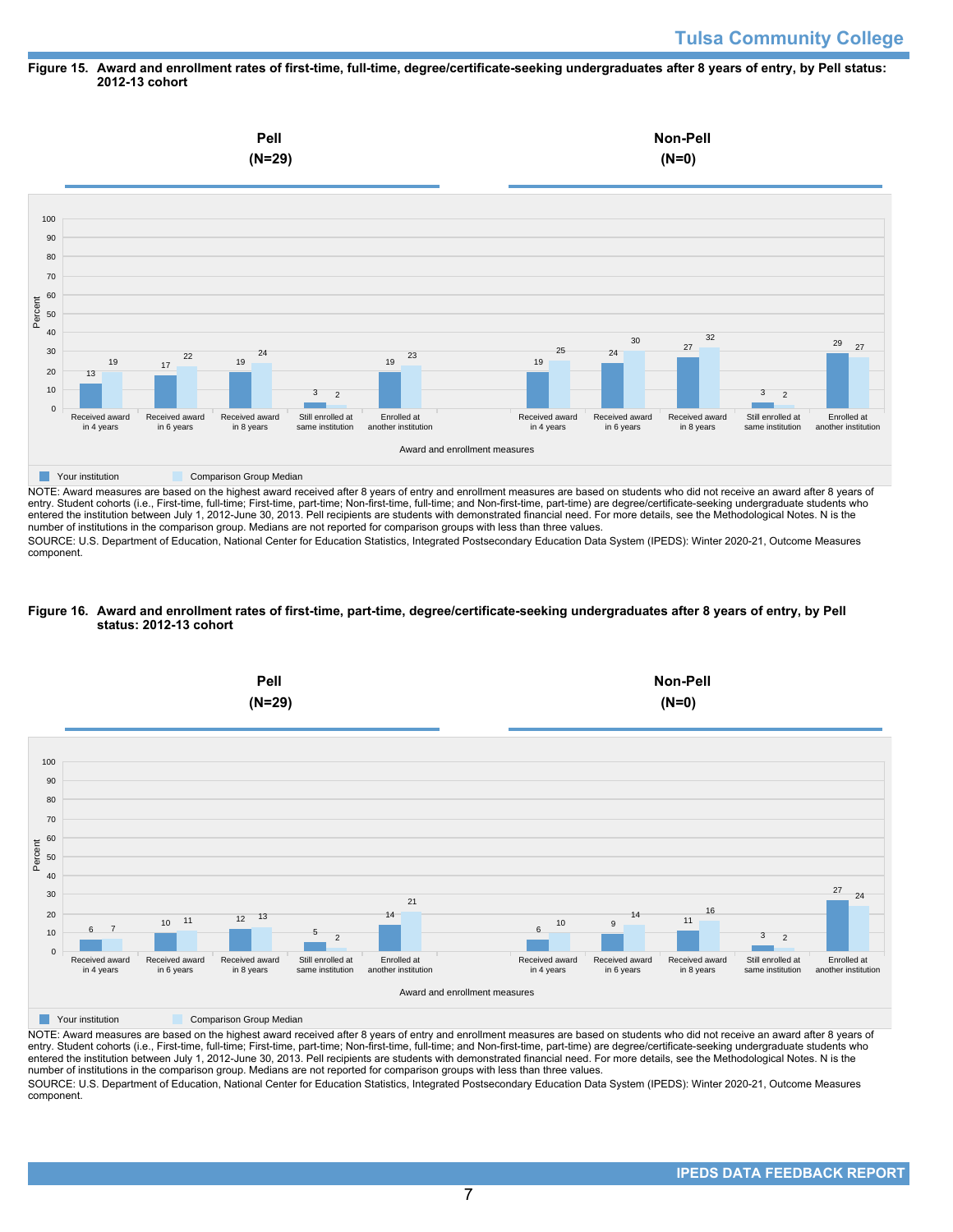**Figure 15. Award and enrollment rates of first-time, full-time, degree/certificate-seeking undergraduates after 8 years of entry, by Pell status: 2012-13 cohort**

**Pell (N=29)**

| Award and enrollment measures | Your institution | Comparison Group Median |
|---|---|---|
| Received award in 4 years | 13 | 19 |
| Received award in 6 years | 17 | 22 |
| Received award in 8 years | 19 | 24 |
| Still enrolled at same institution | 3 | 2 |
| Enrolled at another institution | 19 | 23 |

**Non-Pell (N=0)**

| Award and enrollment measures | Your institution | Comparison Group Median |
|---|---|---|
| Received award in 4 years | 19 | 25 |
| Received award in 6 years | 24 | 30 |
| Received award in 8 years | 27 | 32 |
| Still enrolled at same institution | 3 | 2 |
| Enrolled at another institution | 29 | 27 |

NOTE: Award measures are based on the highest award received after 8 years of entry and enrollment measures are based on students who did not receive an award after 8 years of entry. Student cohorts (i.e., First-time, full-time; First-time, part-time; Non-first-time, full-time; and Non-first-time, part-time) are degree/certificate-seeking undergraduate students who entered the institution between July 1, 2012-June 30, 2013. Pell recipients are students with demonstrated financial need. For more details, see the Methodological Notes. N is the number of institutions in the comparison group. Medians are not reported for comparison groups with less than three values.

SOURCE: U.S. Department of Education, National Center for Education Statistics, Integrated Postsecondary Education Data System (IPEDS): Winter 2020-21, Outcome Measures component.

**Figure 16. Award and enrollment rates of first-time, part-time, degree/certificate-seeking undergraduates after 8 years of entry, by Pell status: 2012-13 cohort**

**Pell (N=29)**

| Award and enrollment measures | Your institution | Comparison Group Median |
|---|---|---|
| Received award in 4 years | 6 | 7 |
| Received award in 6 years | 10 | 11 |
| Received award in 8 years | 12 | 13 |
| Still enrolled at same institution | 5 | 2 |
| Enrolled at another institution | 14 | 21 |

**Non-Pell (N=0)**

| Award and enrollment measures | Your institution | Comparison Group Median |
|---|---|---|
| Received award in 4 years | 6 | 10 |
| Received award in 6 years | 9 | 14 |
| Received award in 8 years | 11 | 16 |
| Still enrolled at same institution | 3 | 2 |
| Enrolled at another institution | 27 | 24 |

NOTE: Award measures are based on the highest award received after 8 years of entry and enrollment measures are based on students who did not receive an award after 8 years of entry. Student cohorts (i.e., First-time, full-time; First-time, part-time; Non-first-time, full-time; and Non-first-time, part-time) are degree/certificate-seeking undergraduate students who entered the institution between July 1, 2012-June 30, 2013. Pell recipients are students with demonstrated financial need. For more details, see the Methodological Notes. N is the number of institutions in the comparison group. Medians are not reported for comparison groups with less than three values.

SOURCE: U.S. Department of Education, National Center for Education Statistics, Integrated Postsecondary Education Data System (IPEDS): Winter 2020-21, Outcome Measures component.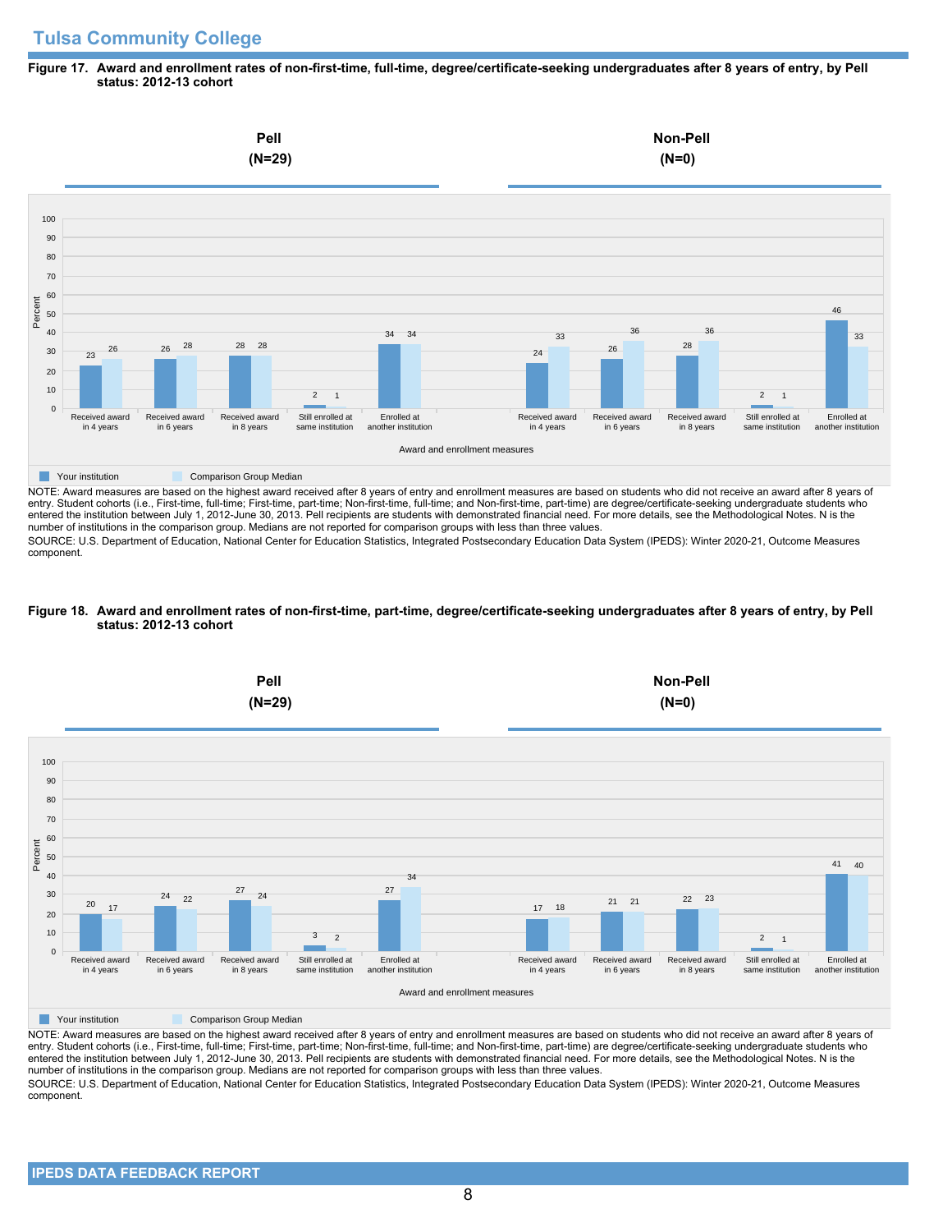## Tulsa Community College

**Figure 17. Award and enrollment rates of non-first-time, full-time, degree/certificate-seeking undergraduates after 8 years of entry, by Pell status: 2012-13 cohort**

| Award and enrollment measures | Pell (N=29): Your institution | Pell (N=29): Comparison Group Median | Non-Pell (N=0): Your institution | Non-Pell (N=0): Comparison Group Median |
|---|---|---|---|---|
| Received award in 4 years | 23 | 26 | 24 | 33 |
| Received award in 6 years | 26 | 28 | 26 | 36 |
| Received award in 8 years | 28 | 28 | 28 | 36 |
| Still enrolled at same institution | 2 | 1 | 2 | 1 |
| Enrolled at another institution | 34 | 34 | 46 | 33 |

NOTE: Award measures are based on the highest award received after 8 years of entry and enrollment measures are based on students who did not receive an award after 8 years of entry. Student cohorts (i.e., First-time, full-time; First-time, part-time; Non-first-time, full-time; and Non-first-time, part-time) are degree/certificate-seeking undergraduate students who entered the institution between July 1, 2012-June 30, 2013. Pell recipients are students with demonstrated financial need. For more details, see the Methodological Notes. N is the number of institutions in the comparison group. Medians are not reported for comparison groups with less than three values.

SOURCE: U.S. Department of Education, National Center for Education Statistics, Integrated Postsecondary Education Data System (IPEDS): Winter 2020-21, Outcome Measures component.

**Figure 18. Award and enrollment rates of non-first-time, part-time, degree/certificate-seeking undergraduates after 8 years of entry, by Pell status: 2012-13 cohort**

| Award and enrollment measures | Pell (N=29): Your institution | Pell (N=29): Comparison Group Median | Non-Pell (N=0): Your institution | Non-Pell (N=0): Comparison Group Median |
|---|---|---|---|---|
| Received award in 4 years | 20 | 17 | 17 | 18 |
| Received award in 6 years | 24 | 22 | 21 | 21 |
| Received award in 8 years | 27 | 24 | 22 | 23 |
| Still enrolled at same institution | 3 | 2 | 2 | 1 |
| Enrolled at another institution | 27 | 34 | 41 | 40 |

NOTE: Award measures are based on the highest award received after 8 years of entry and enrollment measures are based on students who did not receive an award after 8 years of entry. Student cohorts (i.e., First-time, full-time; First-time, part-time; Non-first-time, full-time; and Non-first-time, part-time) are degree/certificate-seeking undergraduate students who entered the institution between July 1, 2012-June 30, 2013. Pell recipients are students with demonstrated financial need. For more details, see the Methodological Notes. N is the number of institutions in the comparison group. Medians are not reported for comparison groups with less than three values.

SOURCE: U.S. Department of Education, National Center for Education Statistics, Integrated Postsecondary Education Data System (IPEDS): Winter 2020-21, Outcome Measures component.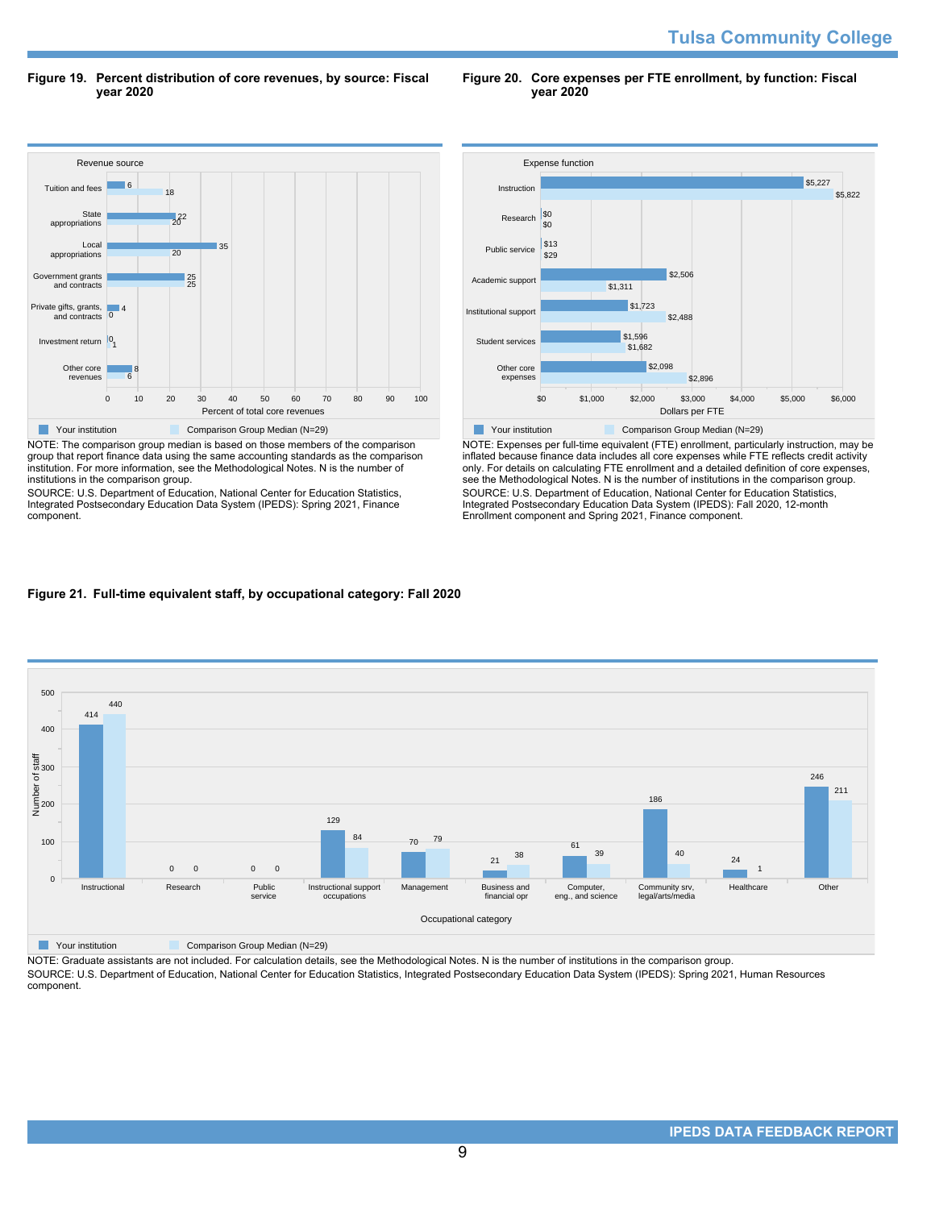Tulsa Community College

**Figure 19. Percent distribution of core revenues, by source: Fiscal year 2020**

| Revenue source | Your institution | Comparison Group Median (N=29) |
|---|---|---|
| Tuition and fees | 6 | 18 |
| State appropriations | 22 | 20 |
| Local appropriations | 35 | 20 |
| Government grants and contracts | 25 | 25 |
| Private gifts, grants, and contracts | 4 | 0 |
| Investment return | 0 | 1 |
| Other core revenues | 8 | 6 |

Percent of total core revenues

NOTE: The comparison group median is based on those members of the comparison group that report finance data using the same accounting standards as the comparison institution. For more information, see the Methodological Notes. N is the number of institutions in the comparison group.
SOURCE: U.S. Department of Education, National Center for Education Statistics, Integrated Postsecondary Education Data System (IPEDS): Spring 2021, Finance component.

**Figure 20. Core expenses per FTE enrollment, by function: Fiscal year 2020**

| Expense function | Your institution | Comparison Group Median (N=29) |
|---|---|---|
| Instruction | $5,227 | $5,822 |
| Research | $0 | $0 |
| Public service | $13 | $29 |
| Academic support | $2,506 | $1,311 |
| Institutional support | $1,723 | $2,488 |
| Student services | $1,596 | $1,682 |
| Other core expenses | $2,098 | $2,896 |

Dollars per FTE

NOTE: Expenses per full-time equivalent (FTE) enrollment, particularly instruction, may be inflated because finance data includes all core expenses while FTE reflects credit activity only. For details on calculating FTE enrollment and a detailed definition of core expenses, see the Methodological Notes. N is the number of institutions in the comparison group.
SOURCE: U.S. Department of Education, National Center for Education Statistics, Integrated Postsecondary Education Data System (IPEDS): Fall 2020, 12-month Enrollment component and Spring 2021, Finance component.

**Figure 21. Full-time equivalent staff, by occupational category: Fall 2020**

| Occupational category | Your institution | Comparison Group Median (N=29) |
|---|---|---|
| Instructional | 414 | 440 |
| Research | 0 | 0 |
| Public service | 0 | 0 |
| Instructional support occupations | 129 | 84 |
| Management | 70 | 79 |
| Business and financial opr | 21 | 38 |
| Computer, eng., and science | 61 | 39 |
| Community srv, legal/arts/media | 186 | 40 |
| Healthcare | 24 | 1 |
| Other | 246 | 211 |

Number of staff

NOTE: Graduate assistants are not included. For calculation details, see the Methodological Notes. N is the number of institutions in the comparison group.
SOURCE: U.S. Department of Education, National Center for Education Statistics, Integrated Postsecondary Education Data System (IPEDS): Spring 2021, Human Resources component.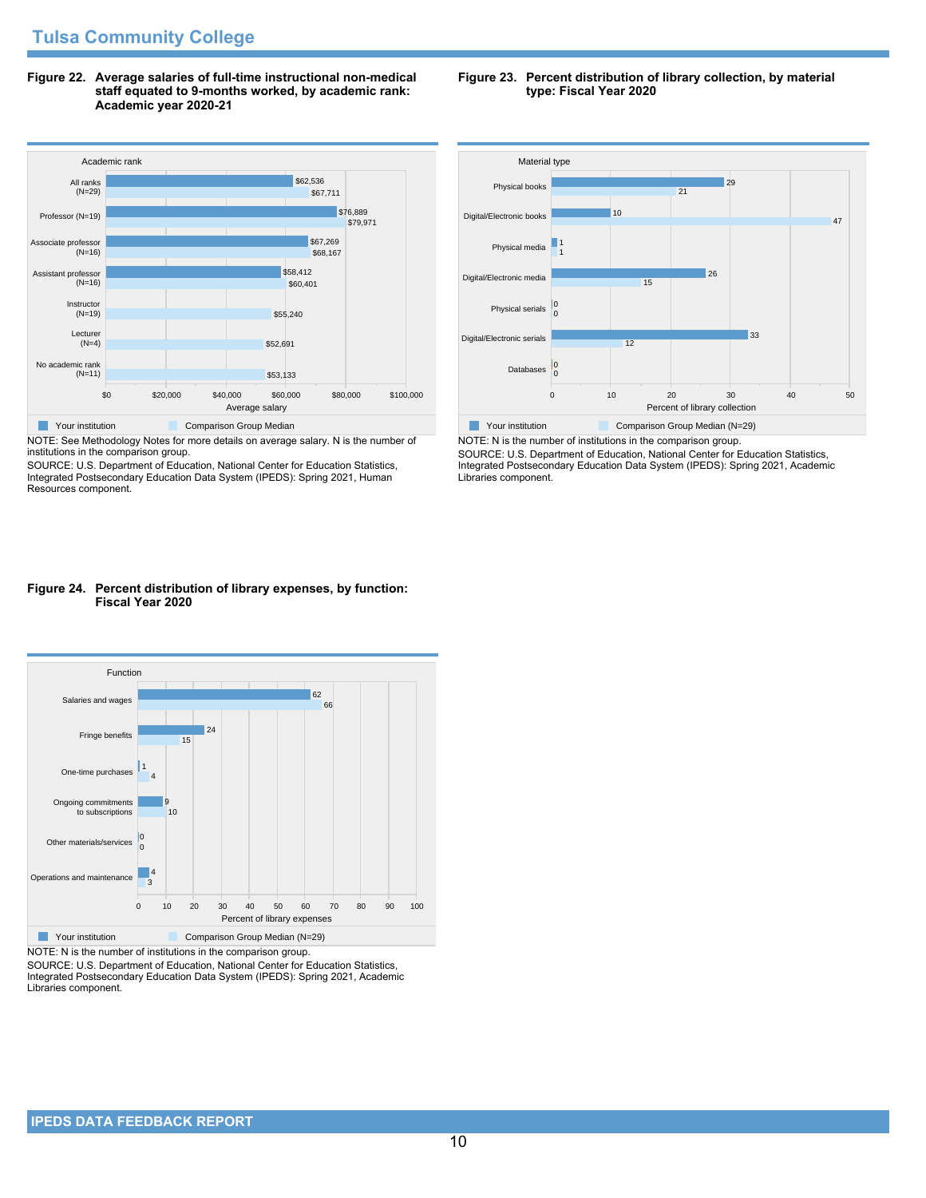**Figure 22. Average salaries of full-time instructional non-medical staff equated to 9-months worked, by academic rank: Academic year 2020-21**

| Academic rank | Your institution | Comparison Group Median |
|---|---|---|
| All ranks (N=29) | $62,536 | $67,711 |
| Professor (N=19) | $76,889 | $79,971 |
| Associate professor (N=16) | $67,269 | $68,167 |
| Assistant professor (N=16) | $58,412 | $60,401 |
| Instructor (N=19) | | $55,240 |
| Lecturer (N=4) | | $52,691 |
| No academic rank (N=11) | | $53,133 |

NOTE: See Methodology Notes for more details on average salary. N is the number of institutions in the comparison group.
SOURCE: U.S. Department of Education, National Center for Education Statistics, Integrated Postsecondary Education Data System (IPEDS): Spring 2021, Human Resources component.

**Figure 23. Percent distribution of library collection, by material type: Fiscal Year 2020**

| Material type | Your institution | Comparison Group Median (N=29) |
|---|---|---|
| Physical books | 29 | 21 |
| Digital/Electronic books | 10 | 47 |
| Physical media | 1 | 1 |
| Digital/Electronic media | 26 | 15 |
| Physical serials | 0 | 0 |
| Digital/Electronic serials | 33 | 12 |
| Databases | 0 | 0 |

NOTE: N is the number of institutions in the comparison group.
SOURCE: U.S. Department of Education, National Center for Education Statistics, Integrated Postsecondary Education Data System (IPEDS): Spring 2021, Academic Libraries component.

**Figure 24. Percent distribution of library expenses, by function: Fiscal Year 2020**

| Function | Your institution | Comparison Group Median (N=29) |
|---|---|---|
| Salaries and wages | 62 | 66 |
| Fringe benefits | 24 | 15 |
| One-time purchases | 1 | 4 |
| Ongoing commitments to subscriptions | 9 | 10 |
| Other materials/services | 0 | 0 |
| Operations and maintenance | 4 | 3 |

NOTE: N is the number of institutions in the comparison group.
SOURCE: U.S. Department of Education, National Center for Education Statistics, Integrated Postsecondary Education Data System (IPEDS): Spring 2021, Academic Libraries component.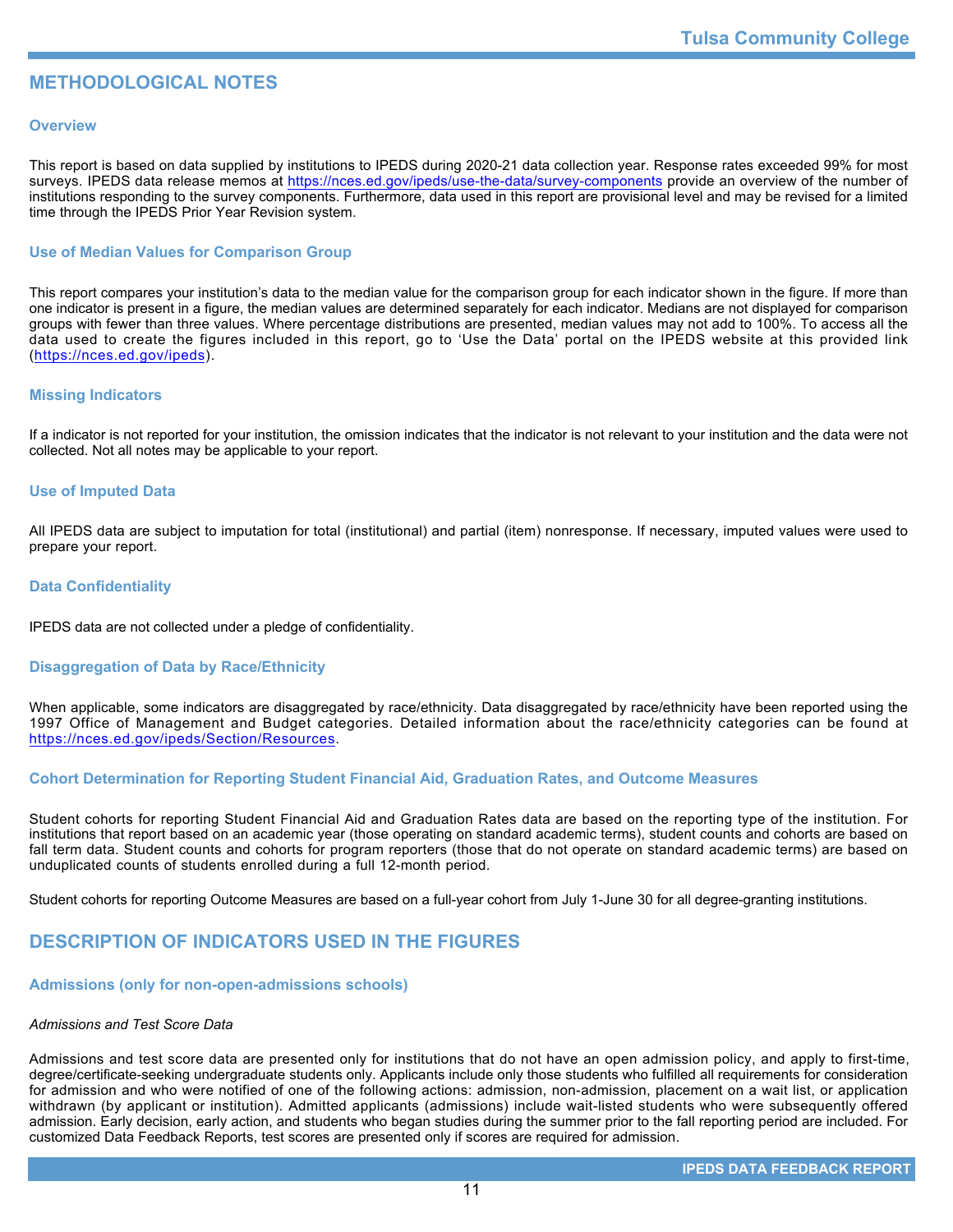# METHODOLOGICAL NOTES

## Overview

This report is based on data supplied by institutions to IPEDS during 2020-21 data collection year. Response rates exceeded 99% for most surveys. IPEDS data release memos at https://nces.ed.gov/ipeds/use-the-data/survey-components provide an overview of the number of institutions responding to the survey components. Furthermore, data used in this report are provisional level and may be revised for a limited time through the IPEDS Prior Year Revision system.

## Use of Median Values for Comparison Group

This report compares your institution's data to the median value for the comparison group for each indicator shown in the figure. If more than one indicator is present in a figure, the median values are determined separately for each indicator. Medians are not displayed for comparison groups with fewer than three values. Where percentage distributions are presented, median values may not add to 100%. To access all the data used to create the figures included in this report, go to 'Use the Data' portal on the IPEDS website at this provided link (https://nces.ed.gov/ipeds).

## Missing Indicators

If a indicator is not reported for your institution, the omission indicates that the indicator is not relevant to your institution and the data were not collected. Not all notes may be applicable to your report.

## Use of Imputed Data

All IPEDS data are subject to imputation for total (institutional) and partial (item) nonresponse. If necessary, imputed values were used to prepare your report.

## Data Confidentiality

IPEDS data are not collected under a pledge of confidentiality.

## Disaggregation of Data by Race/Ethnicity

When applicable, some indicators are disaggregated by race/ethnicity. Data disaggregated by race/ethnicity have been reported using the 1997 Office of Management and Budget categories. Detailed information about the race/ethnicity categories can be found at https://nces.ed.gov/ipeds/Section/Resources.

## Cohort Determination for Reporting Student Financial Aid, Graduation Rates, and Outcome Measures

Student cohorts for reporting Student Financial Aid and Graduation Rates data are based on the reporting type of the institution. For institutions that report based on an academic year (those operating on standard academic terms), student counts and cohorts are based on fall term data. Student counts and cohorts for program reporters (those that do not operate on standard academic terms) are based on unduplicated counts of students enrolled during a full 12-month period.

Student cohorts for reporting Outcome Measures are based on a full-year cohort from July 1-June 30 for all degree-granting institutions.

# DESCRIPTION OF INDICATORS USED IN THE FIGURES

## Admissions (only for non-open-admissions schools)

*Admissions and Test Score Data*

Admissions and test score data are presented only for institutions that do not have an open admission policy, and apply to first-time, degree/certificate-seeking undergraduate students only. Applicants include only those students who fulfilled all requirements for consideration for admission and who were notified of one of the following actions: admission, non-admission, placement on a wait list, or application withdrawn (by applicant or institution). Admitted applicants (admissions) include wait-listed students who were subsequently offered admission. Early decision, early action, and students who began studies during the summer prior to the fall reporting period are included. For customized Data Feedback Reports, test scores are presented only if scores are required for admission.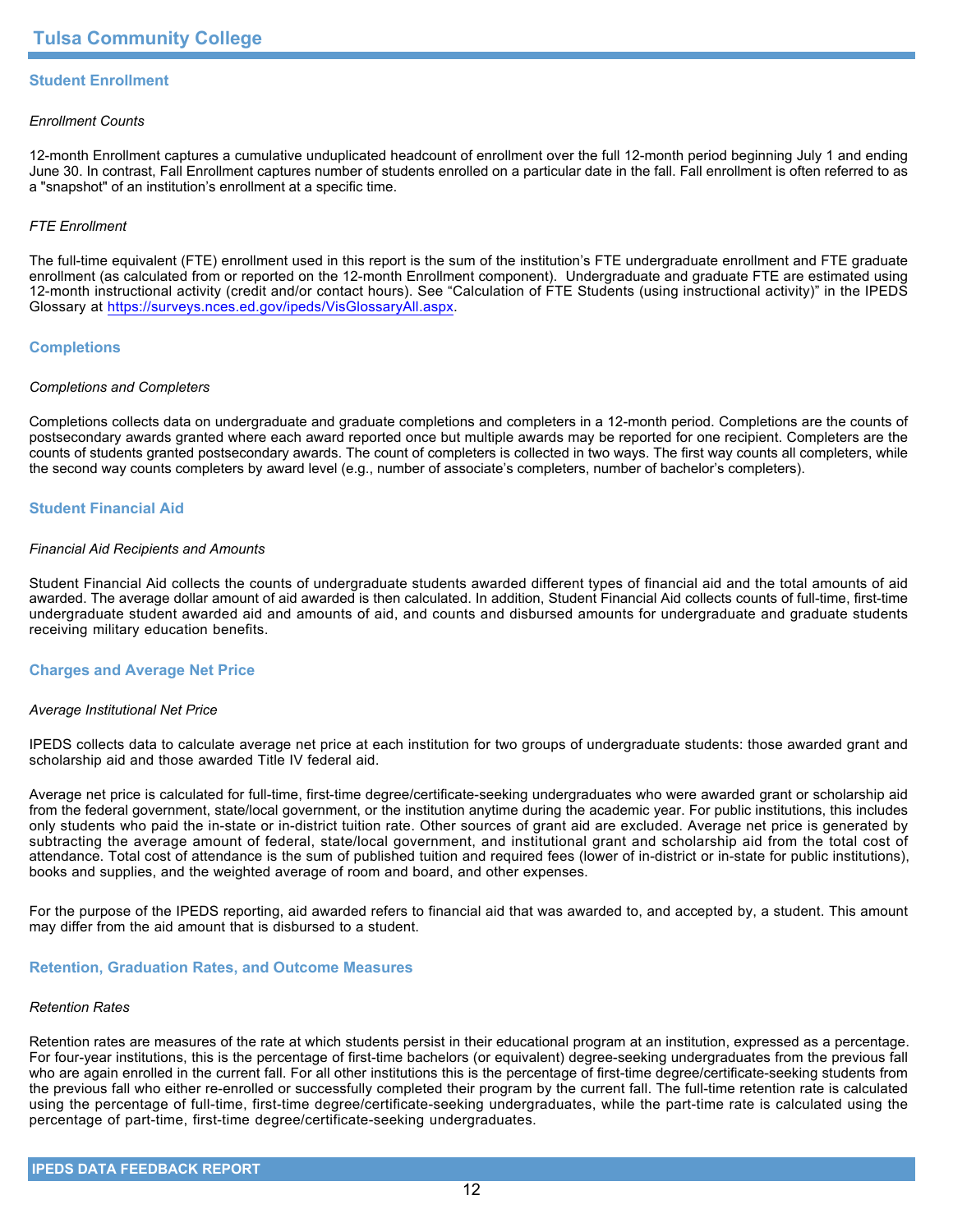## Student Enrollment

*Enrollment Counts*

12-month Enrollment captures a cumulative unduplicated headcount of enrollment over the full 12-month period beginning July 1 and ending June 30. In contrast, Fall Enrollment captures number of students enrolled on a particular date in the fall. Fall enrollment is often referred to as a "snapshot" of an institution's enrollment at a specific time.

*FTE Enrollment*

The full-time equivalent (FTE) enrollment used in this report is the sum of the institution's FTE undergraduate enrollment and FTE graduate enrollment (as calculated from or reported on the 12-month Enrollment component). Undergraduate and graduate FTE are estimated using 12-month instructional activity (credit and/or contact hours). See "Calculation of FTE Students (using instructional activity)" in the IPEDS Glossary at [https://surveys.nces.ed.gov/ipeds/VisGlossaryAll.aspx](https://surveys.nces.ed.gov/ipeds/VisGlossaryAll.aspx).

## Completions

*Completions and Completers*

Completions collects data on undergraduate and graduate completions and completers in a 12-month period. Completions are the counts of postsecondary awards granted where each award reported once but multiple awards may be reported for one recipient. Completers are the counts of students granted postsecondary awards. The count of completers is collected in two ways. The first way counts all completers, while the second way counts completers by award level (e.g., number of associate's completers, number of bachelor's completers).

## Student Financial Aid

*Financial Aid Recipients and Amounts*

Student Financial Aid collects the counts of undergraduate students awarded different types of financial aid and the total amounts of aid awarded. The average dollar amount of aid awarded is then calculated. In addition, Student Financial Aid collects counts of full-time, first-time undergraduate student awarded aid and amounts of aid, and counts and disbursed amounts for undergraduate and graduate students receiving military education benefits.

## Charges and Average Net Price

*Average Institutional Net Price*

IPEDS collects data to calculate average net price at each institution for two groups of undergraduate students: those awarded grant and scholarship aid and those awarded Title IV federal aid.

Average net price is calculated for full-time, first-time degree/certificate-seeking undergraduates who were awarded grant or scholarship aid from the federal government, state/local government, or the institution anytime during the academic year. For public institutions, this includes only students who paid the in-state or in-district tuition rate. Other sources of grant aid are excluded. Average net price is generated by subtracting the average amount of federal, state/local government, and institutional grant and scholarship aid from the total cost of attendance. Total cost of attendance is the sum of published tuition and required fees (lower of in-district or in-state for public institutions), books and supplies, and the weighted average of room and board, and other expenses.

For the purpose of the IPEDS reporting, aid awarded refers to financial aid that was awarded to, and accepted by, a student. This amount may differ from the aid amount that is disbursed to a student.

## Retention, Graduation Rates, and Outcome Measures

*Retention Rates*

Retention rates are measures of the rate at which students persist in their educational program at an institution, expressed as a percentage. For four-year institutions, this is the percentage of first-time bachelors (or equivalent) degree-seeking undergraduates from the previous fall who are again enrolled in the current fall. For all other institutions this is the percentage of first-time degree/certificate-seeking students from the previous fall who either re-enrolled or successfully completed their program by the current fall. The full-time retention rate is calculated using the percentage of full-time, first-time degree/certificate-seeking undergraduates, while the part-time rate is calculated using the percentage of part-time, first-time degree/certificate-seeking undergraduates.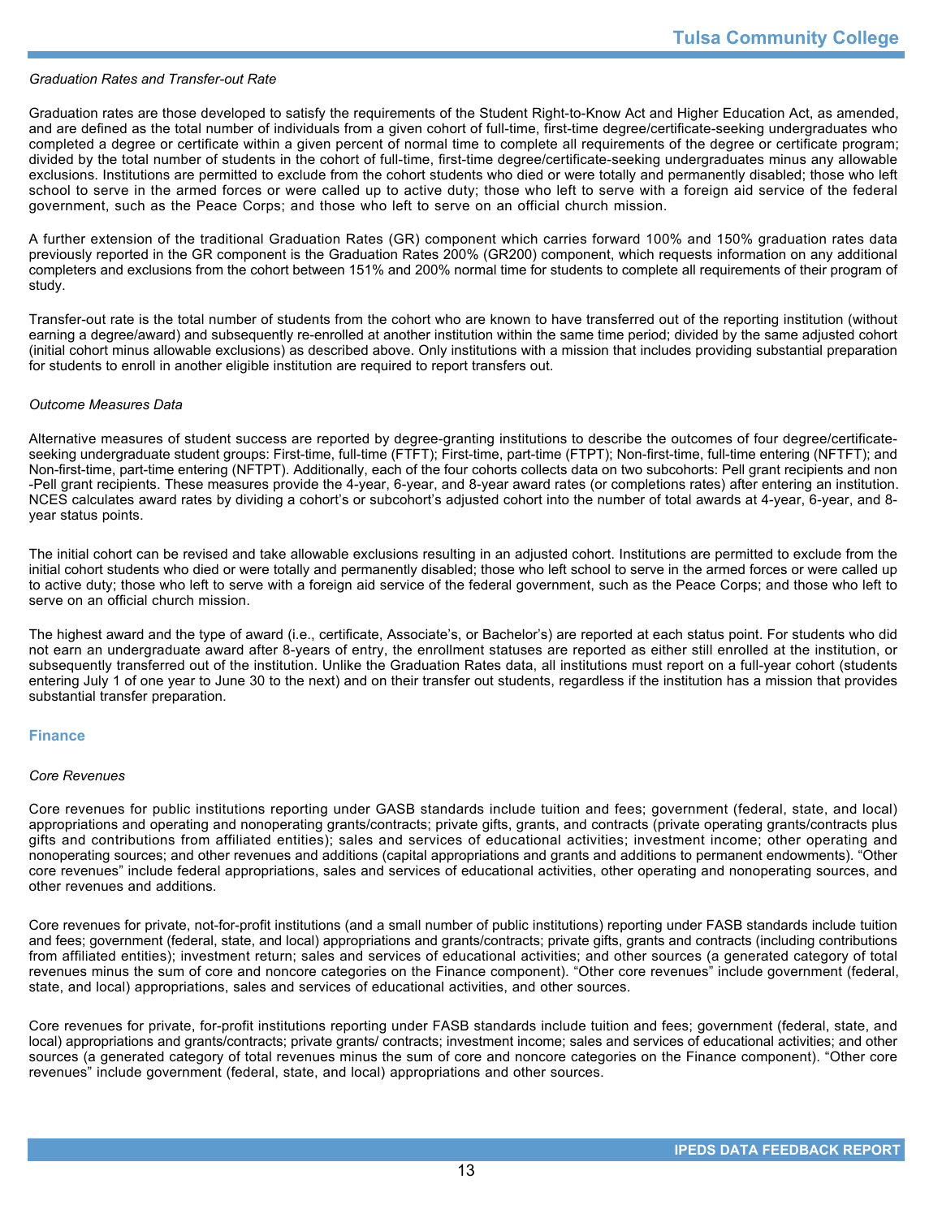*Graduation Rates and Transfer-out Rate*

Graduation rates are those developed to satisfy the requirements of the Student Right-to-Know Act and Higher Education Act, as amended, and are defined as the total number of individuals from a given cohort of full-time, first-time degree/certificate-seeking undergraduates who completed a degree or certificate within a given percent of normal time to complete all requirements of the degree or certificate program; divided by the total number of students in the cohort of full-time, first-time degree/certificate-seeking undergraduates minus any allowable exclusions. Institutions are permitted to exclude from the cohort students who died or were totally and permanently disabled; those who left school to serve in the armed forces or were called up to active duty; those who left to serve with a foreign aid service of the federal government, such as the Peace Corps; and those who left to serve on an official church mission.

A further extension of the traditional Graduation Rates (GR) component which carries forward 100% and 150% graduation rates data previously reported in the GR component is the Graduation Rates 200% (GR200) component, which requests information on any additional completers and exclusions from the cohort between 151% and 200% normal time for students to complete all requirements of their program of study.

Transfer-out rate is the total number of students from the cohort who are known to have transferred out of the reporting institution (without earning a degree/award) and subsequently re-enrolled at another institution within the same time period; divided by the same adjusted cohort (initial cohort minus allowable exclusions) as described above. Only institutions with a mission that includes providing substantial preparation for students to enroll in another eligible institution are required to report transfers out.

*Outcome Measures Data*

Alternative measures of student success are reported by degree-granting institutions to describe the outcomes of four degree/certificate-seeking undergraduate student groups: First-time, full-time (FTFT); First-time, part-time (FTPT); Non-first-time, full-time entering (NFTFT); and Non-first-time, part-time entering (NFTPT). Additionally, each of the four cohorts collects data on two subcohorts: Pell grant recipients and non-Pell grant recipients. These measures provide the 4-year, 6-year, and 8-year award rates (or completions rates) after entering an institution. NCES calculates award rates by dividing a cohort's or subcohort's adjusted cohort into the number of total awards at 4-year, 6-year, and 8-year status points.

The initial cohort can be revised and take allowable exclusions resulting in an adjusted cohort. Institutions are permitted to exclude from the initial cohort students who died or were totally and permanently disabled; those who left school to serve in the armed forces or were called up to active duty; those who left to serve with a foreign aid service of the federal government, such as the Peace Corps; and those who left to serve on an official church mission.

The highest award and the type of award (i.e., certificate, Associate's, or Bachelor's) are reported at each status point. For students who did not earn an undergraduate award after 8-years of entry, the enrollment statuses are reported as either still enrolled at the institution, or subsequently transferred out of the institution. Unlike the Graduation Rates data, all institutions must report on a full-year cohort (students entering July 1 of one year to June 30 to the next) and on their transfer out students, regardless if the institution has a mission that provides substantial transfer preparation.

## Finance

*Core Revenues*

Core revenues for public institutions reporting under GASB standards include tuition and fees; government (federal, state, and local) appropriations and operating and nonoperating grants/contracts; private gifts, grants, and contracts (private operating grants/contracts plus gifts and contributions from affiliated entities); sales and services of educational activities; investment income; other operating and nonoperating sources; and other revenues and additions (capital appropriations and grants and additions to permanent endowments). "Other core revenues" include federal appropriations, sales and services of educational activities, other operating and nonoperating sources, and other revenues and additions.

Core revenues for private, not-for-profit institutions (and a small number of public institutions) reporting under FASB standards include tuition and fees; government (federal, state, and local) appropriations and grants/contracts; private gifts, grants and contracts (including contributions from affiliated entities); investment return; sales and services of educational activities; and other sources (a generated category of total revenues minus the sum of core and noncore categories on the Finance component). "Other core revenues" include government (federal, state, and local) appropriations, sales and services of educational activities, and other sources.

Core revenues for private, for-profit institutions reporting under FASB standards include tuition and fees; government (federal, state, and local) appropriations and grants/contracts; private grants/ contracts; investment income; sales and services of educational activities; and other sources (a generated category of total revenues minus the sum of core and noncore categories on the Finance component). "Other core revenues" include government (federal, state, and local) appropriations and other sources.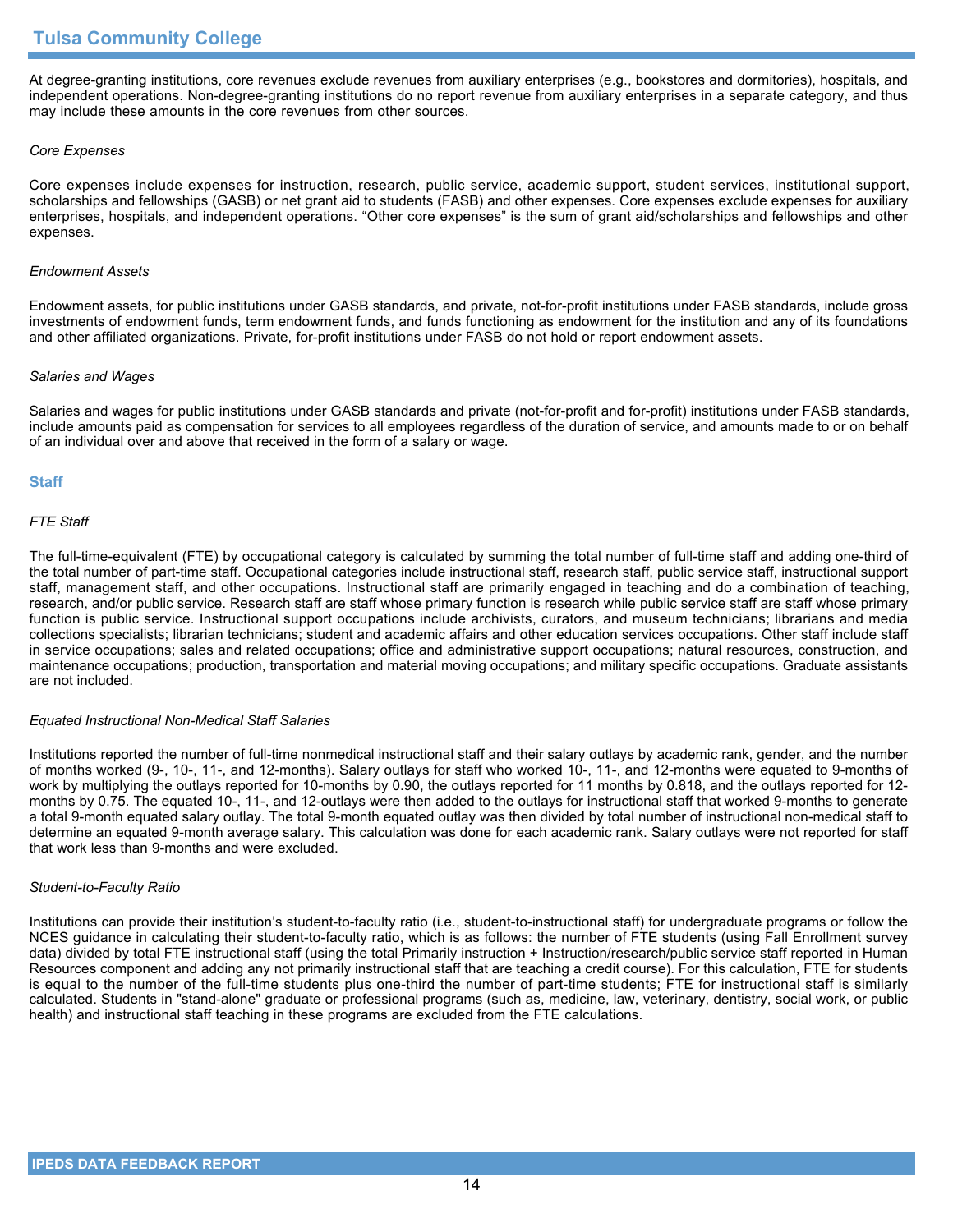At degree-granting institutions, core revenues exclude revenues from auxiliary enterprises (e.g., bookstores and dormitories), hospitals, and independent operations. Non-degree-granting institutions do no report revenue from auxiliary enterprises in a separate category, and thus may include these amounts in the core revenues from other sources.

*Core Expenses*

Core expenses include expenses for instruction, research, public service, academic support, student services, institutional support, scholarships and fellowships (GASB) or net grant aid to students (FASB) and other expenses. Core expenses exclude expenses for auxiliary enterprises, hospitals, and independent operations. "Other core expenses" is the sum of grant aid/scholarships and fellowships and other expenses.

*Endowment Assets*

Endowment assets, for public institutions under GASB standards, and private, not-for-profit institutions under FASB standards, include gross investments of endowment funds, term endowment funds, and funds functioning as endowment for the institution and any of its foundations and other affiliated organizations. Private, for-profit institutions under FASB do not hold or report endowment assets.

*Salaries and Wages*

Salaries and wages for public institutions under GASB standards and private (not-for-profit and for-profit) institutions under FASB standards, include amounts paid as compensation for services to all employees regardless of the duration of service, and amounts made to or on behalf of an individual over and above that received in the form of a salary or wage.

## Staff

*FTE Staff*

The full-time-equivalent (FTE) by occupational category is calculated by summing the total number of full-time staff and adding one-third of the total number of part-time staff. Occupational categories include instructional staff, research staff, public service staff, instructional support staff, management staff, and other occupations. Instructional staff are primarily engaged in teaching and do a combination of teaching, research, and/or public service. Research staff are staff whose primary function is research while public service staff are staff whose primary function is public service. Instructional support occupations include archivists, curators, and museum technicians; librarians and media collections specialists; librarian technicians; student and academic affairs and other education services occupations. Other staff include staff in service occupations; sales and related occupations; office and administrative support occupations; natural resources, construction, and maintenance occupations; production, transportation and material moving occupations; and military specific occupations. Graduate assistants are not included.

*Equated Instructional Non-Medical Staff Salaries*

Institutions reported the number of full-time nonmedical instructional staff and their salary outlays by academic rank, gender, and the number of months worked (9-, 10-, 11-, and 12-months). Salary outlays for staff who worked 10-, 11-, and 12-months were equated to 9-months of work by multiplying the outlays reported for 10-months by 0.90, the outlays reported for 11 months by 0.818, and the outlays reported for 12-months by 0.75. The equated 10-, 11-, and 12-outlays were then added to the outlays for instructional staff that worked 9-months to generate a total 9-month equated salary outlay. The total 9-month equated outlay was then divided by total number of instructional non-medical staff to determine an equated 9-month average salary. This calculation was done for each academic rank. Salary outlays were not reported for staff that work less than 9-months and were excluded.

*Student-to-Faculty Ratio*

Institutions can provide their institution's student-to-faculty ratio (i.e., student-to-instructional staff) for undergraduate programs or follow the NCES guidance in calculating their student-to-faculty ratio, which is as follows: the number of FTE students (using Fall Enrollment survey data) divided by total FTE instructional staff (using the total Primarily instruction + Instruction/research/public service staff reported in Human Resources component and adding any not primarily instructional staff that are teaching a credit course). For this calculation, FTE for students is equal to the number of the full-time students plus one-third the number of part-time students; FTE for instructional staff is similarly calculated. Students in "stand-alone" graduate or professional programs (such as, medicine, law, veterinary, dentistry, social work, or public health) and instructional staff teaching in these programs are excluded from the FTE calculations.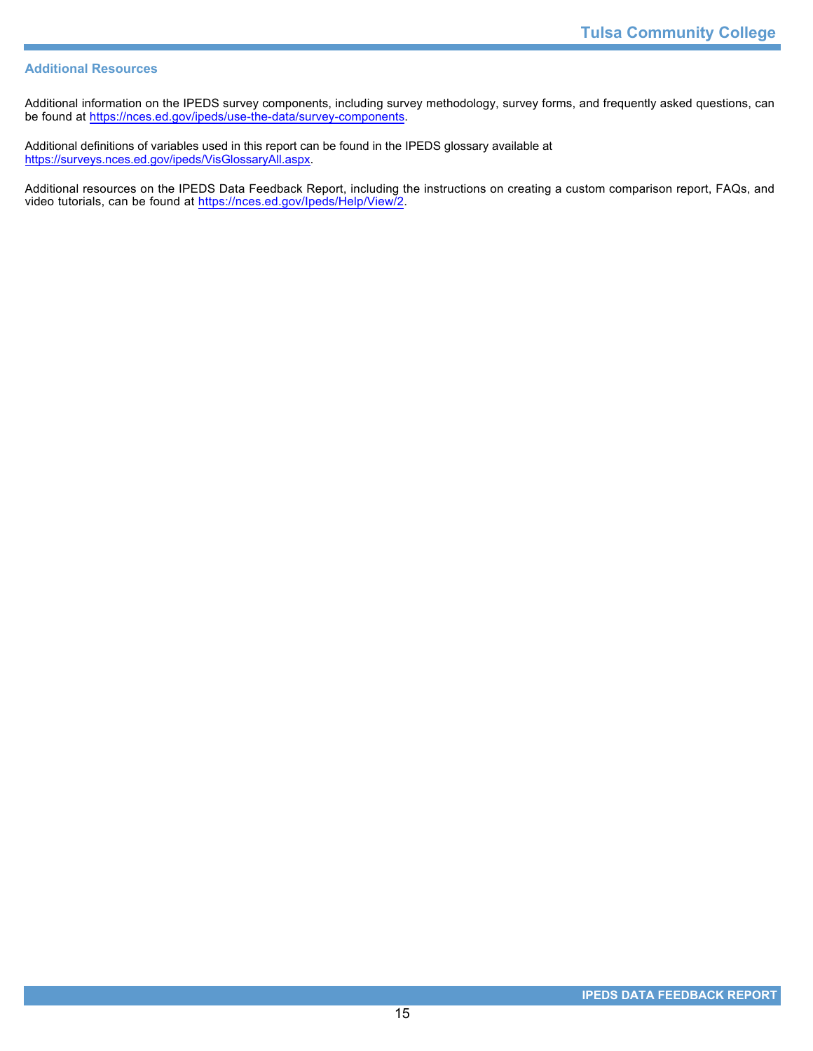## Additional Resources

Additional information on the IPEDS survey components, including survey methodology, survey forms, and frequently asked questions, can be found at https://nces.ed.gov/ipeds/use-the-data/survey-components.

Additional definitions of variables used in this report can be found in the IPEDS glossary available at https://surveys.nces.ed.gov/ipeds/VisGlossaryAll.aspx.

Additional resources on the IPEDS Data Feedback Report, including the instructions on creating a custom comparison report, FAQs, and video tutorials, can be found at https://nces.ed.gov/Ipeds/Help/View/2.